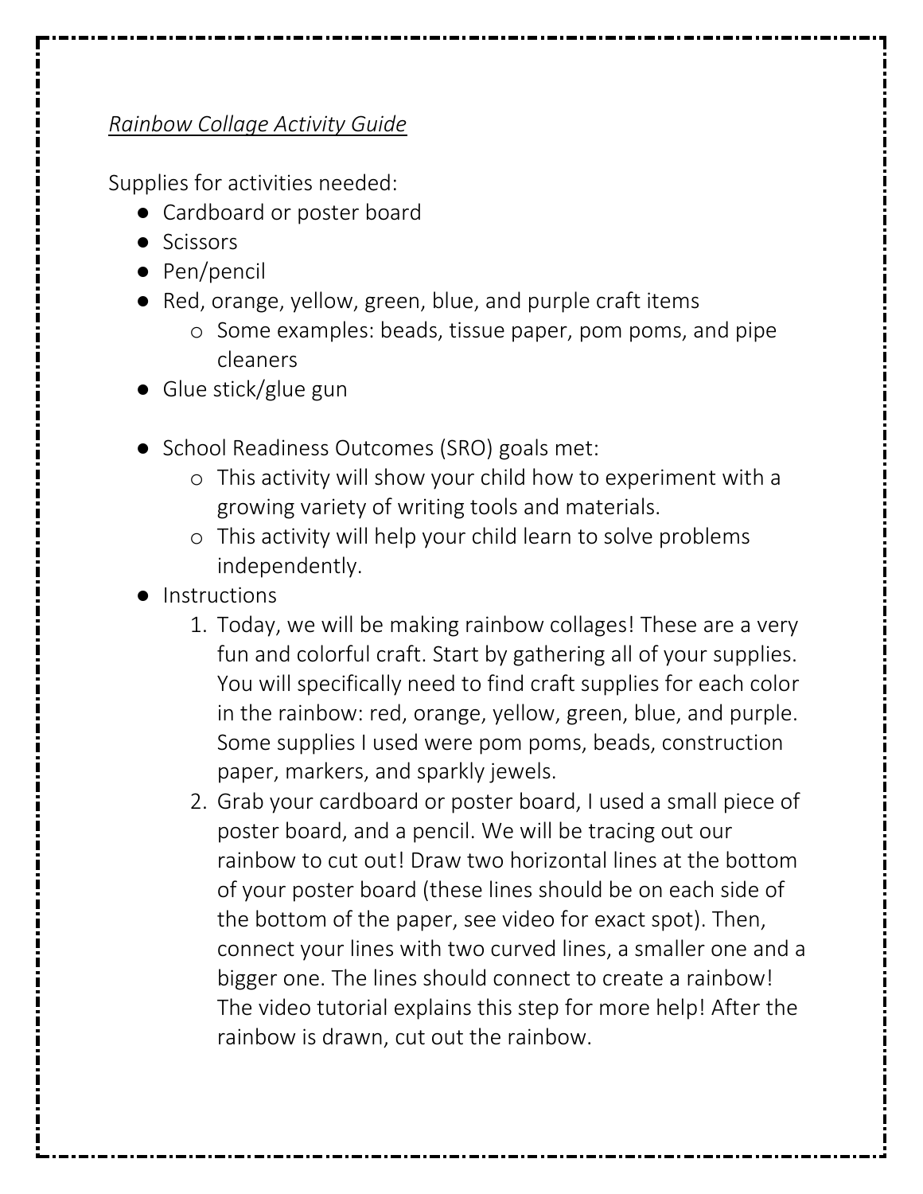*Rainbow Collage Activity Guide*

Supplies for activities needed:

- Cardboard or poster board
- Scissors
- Pen/pencil
- Red, orange, yellow, green, blue, and purple craft items
  - Some examples: beads, tissue paper, pom poms, and pipe cleaners
- Glue stick/glue gun

- School Readiness Outcomes (SRO) goals met:
  - This activity will show your child how to experiment with a growing variety of writing tools and materials.
  - This activity will help your child learn to solve problems independently.
- Instructions
  1. Today, we will be making rainbow collages! These are a very fun and colorful craft. Start by gathering all of your supplies. You will specifically need to find craft supplies for each color in the rainbow: red, orange, yellow, green, blue, and purple. Some supplies I used were pom poms, beads, construction paper, markers, and sparkly jewels.
  2. Grab your cardboard or poster board, I used a small piece of poster board, and a pencil. We will be tracing out our rainbow to cut out! Draw two horizontal lines at the bottom of your poster board (these lines should be on each side of the bottom of the paper, see video for exact spot). Then, connect your lines with two curved lines, a smaller one and a bigger one. The lines should connect to create a rainbow! The video tutorial explains this step for more help! After the rainbow is drawn, cut out the rainbow.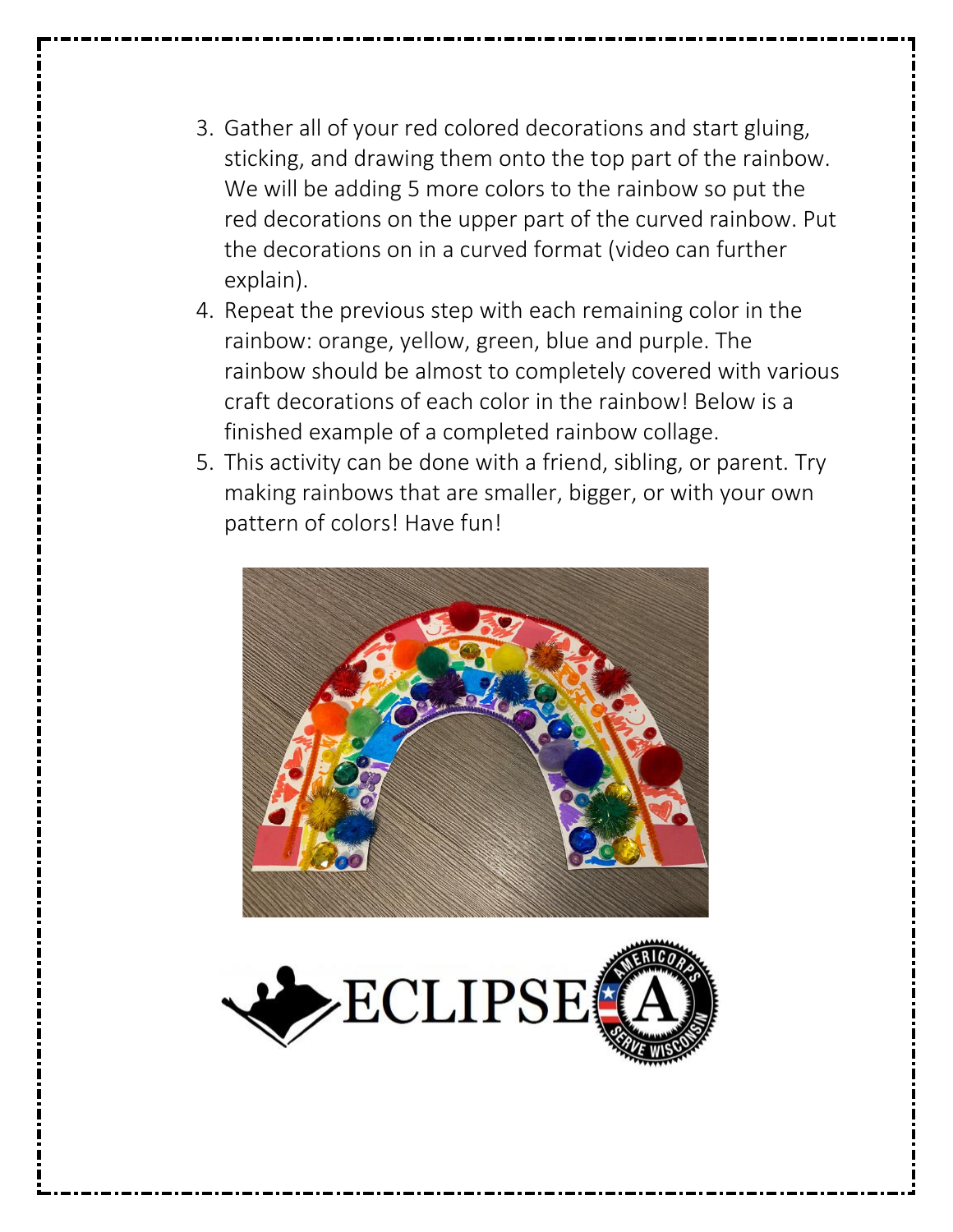3. Gather all of your red colored decorations and start gluing, sticking, and drawing them onto the top part of the rainbow. We will be adding 5 more colors to the rainbow so put the red decorations on the upper part of the curved rainbow. Put the decorations on in a curved format (video can further explain).
4. Repeat the previous step with each remaining color in the rainbow: orange, yellow, green, blue and purple. The rainbow should be almost to completely covered with various craft decorations of each color in the rainbow! Below is a finished example of a completed rainbow collage.
5. This activity can be done with a friend, sibling, or parent. Try making rainbows that are smaller, bigger, or with your own pattern of colors! Have fun!